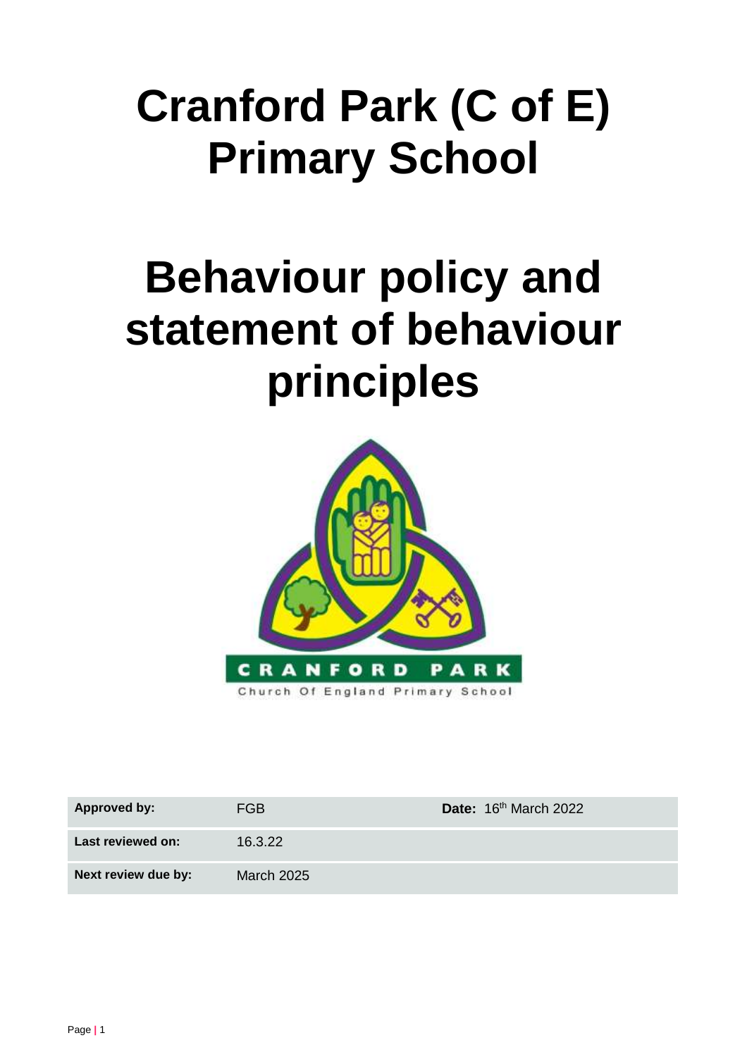# Cranford Park (C of E) Primary School

# Behaviour policy and statement of behaviour principles

| **Approved by:** | FGB | **Date:** 16th March 2022 |
|---|---|---|
| **Last reviewed on:** | 16.3.22 | |
| **Next review due by:** | March 2025 | |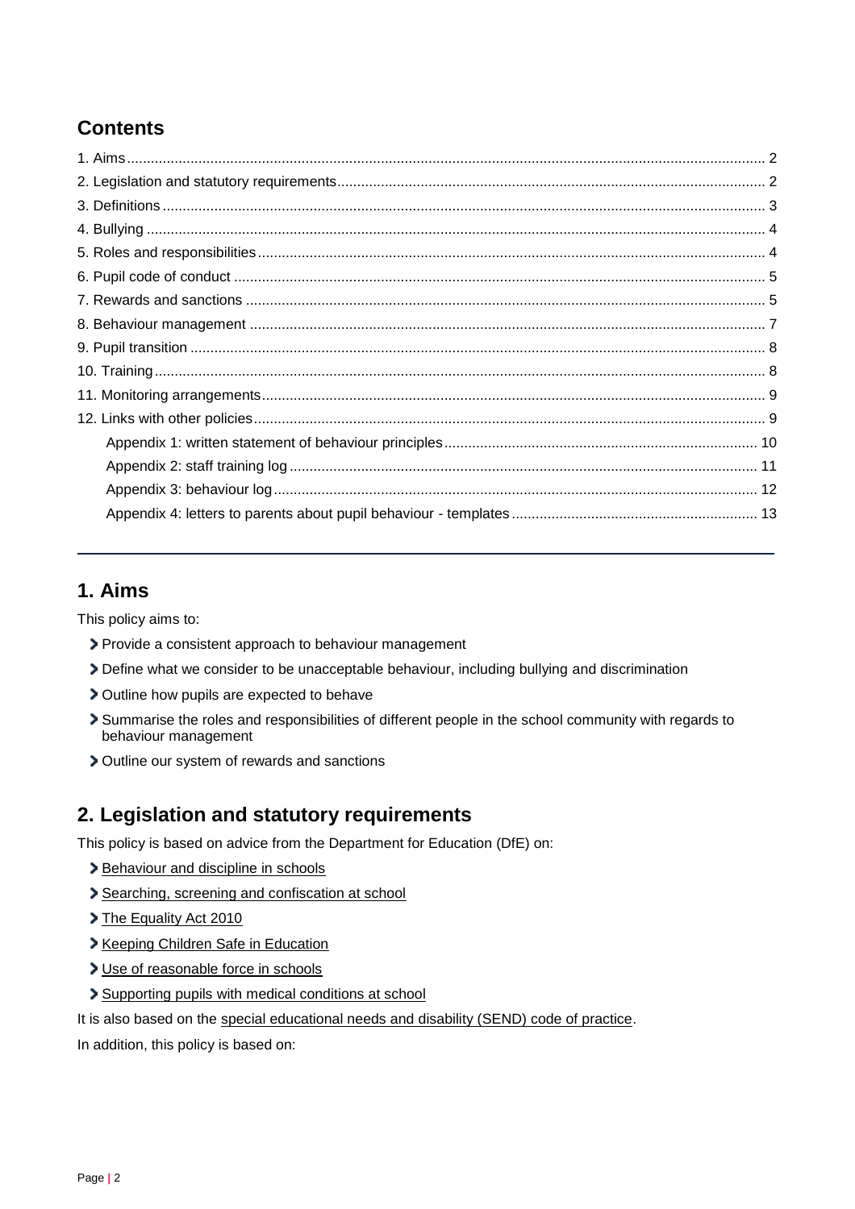## Contents

1. Aims ... 2
2. Legislation and statutory requirements ... 2
3. Definitions ... 3
4. Bullying ... 4
5. Roles and responsibilities ... 4
6. Pupil code of conduct ... 5
7. Rewards and sanctions ... 5
8. Behaviour management ... 7
9. Pupil transition ... 8
10. Training ... 8
11. Monitoring arrangements ... 9
12. Links with other policies ... 9
    - Appendix 1: written statement of behaviour principles ... 10
    - Appendix 2: staff training log ... 11
    - Appendix 3: behaviour log ... 12
    - Appendix 4: letters to parents about pupil behaviour - templates ... 13

---

## 1. Aims

This policy aims to:

- Provide a consistent approach to behaviour management
- Define what we consider to be unacceptable behaviour, including bullying and discrimination
- Outline how pupils are expected to behave
- Summarise the roles and responsibilities of different people in the school community with regards to behaviour management
- Outline our system of rewards and sanctions

## 2. Legislation and statutory requirements

This policy is based on advice from the Department for Education (DfE) on:

- Behaviour and discipline in schools
- Searching, screening and confiscation at school
- The Equality Act 2010
- Keeping Children Safe in Education
- Use of reasonable force in schools
- Supporting pupils with medical conditions at school

It is also based on the special educational needs and disability (SEND) code of practice.

In addition, this policy is based on: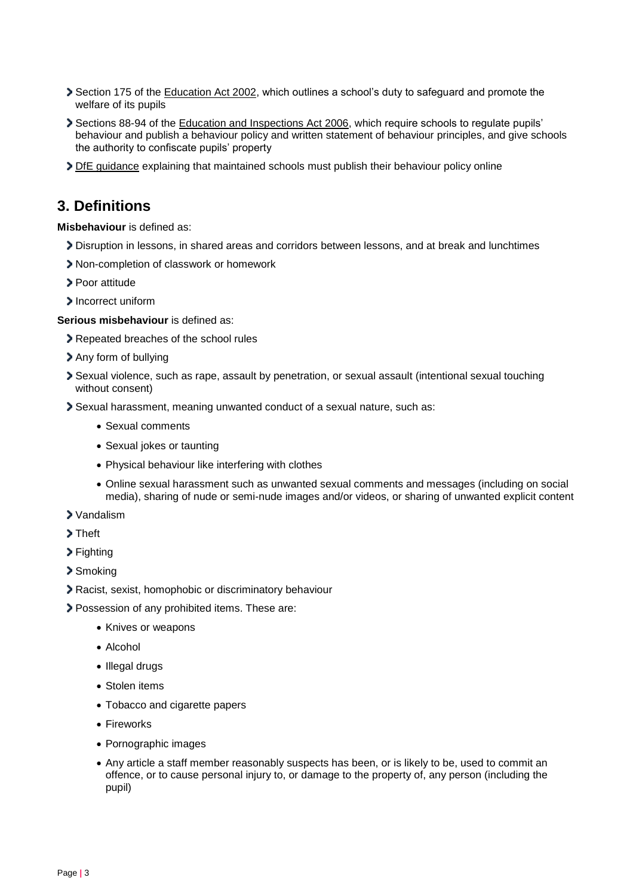- Section 175 of the Education Act 2002, which outlines a school's duty to safeguard and promote the welfare of its pupils
- Sections 88-94 of the Education and Inspections Act 2006, which require schools to regulate pupils' behaviour and publish a behaviour policy and written statement of behaviour principles, and give schools the authority to confiscate pupils' property
- DfE guidance explaining that maintained schools must publish their behaviour policy online

## 3. Definitions

**Misbehaviour** is defined as:

- Disruption in lessons, in shared areas and corridors between lessons, and at break and lunchtimes
- Non-completion of classwork or homework
- Poor attitude
- Incorrect uniform

**Serious misbehaviour** is defined as:

- Repeated breaches of the school rules
- Any form of bullying
- Sexual violence, such as rape, assault by penetration, or sexual assault (intentional sexual touching without consent)
- Sexual harassment, meaning unwanted conduct of a sexual nature, such as:
    - Sexual comments
    - Sexual jokes or taunting
    - Physical behaviour like interfering with clothes
    - Online sexual harassment such as unwanted sexual comments and messages (including on social media), sharing of nude or semi-nude images and/or videos, or sharing of unwanted explicit content
- Vandalism
- Theft
- Fighting
- Smoking
- Racist, sexist, homophobic or discriminatory behaviour
- Possession of any prohibited items. These are:
    - Knives or weapons
    - Alcohol
    - Illegal drugs
    - Stolen items
    - Tobacco and cigarette papers
    - Fireworks
    - Pornographic images
    - Any article a staff member reasonably suspects has been, or is likely to be, used to commit an offence, or to cause personal injury to, or damage to the property of, any person (including the pupil)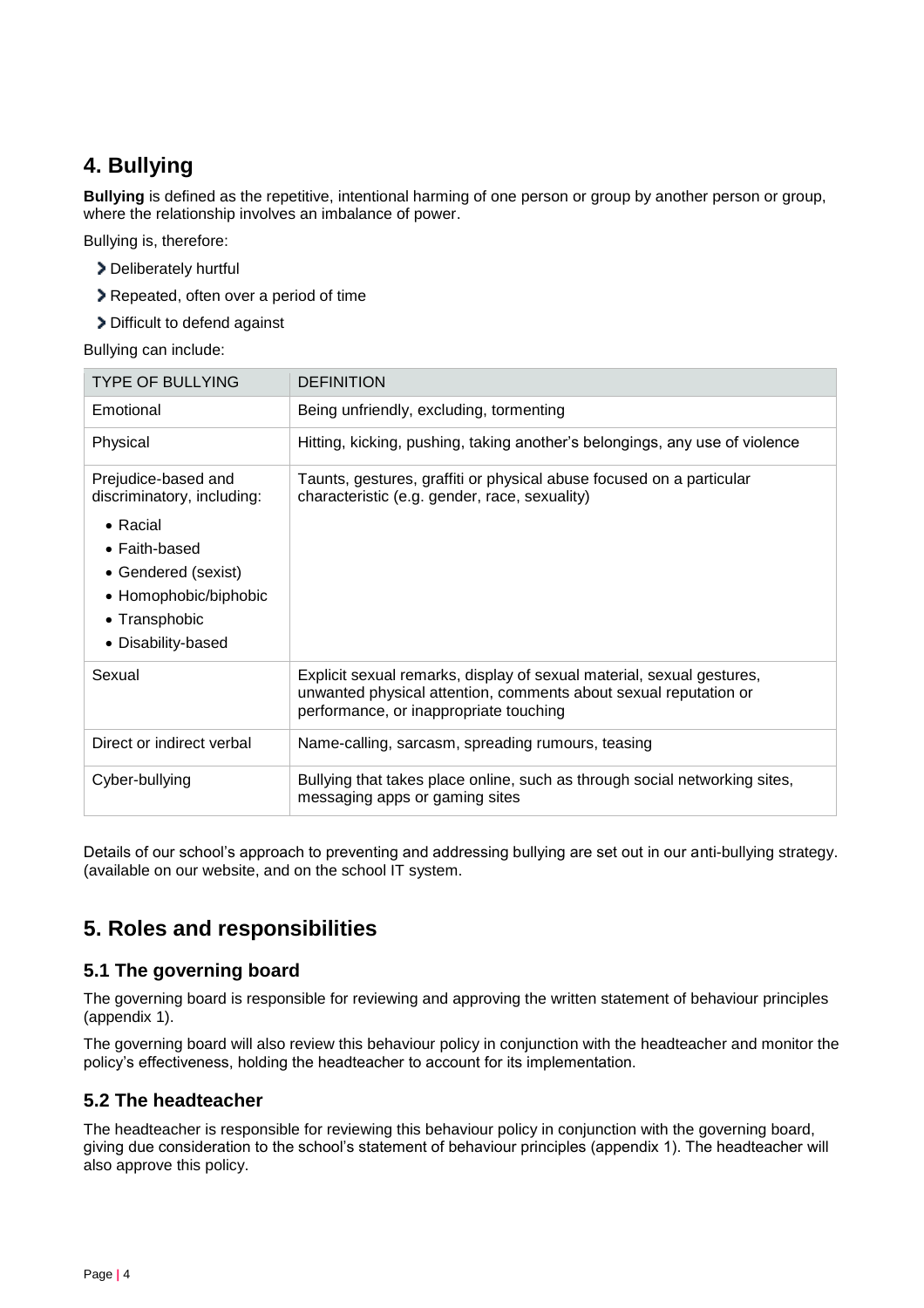## 4. Bullying

**Bullying** is defined as the repetitive, intentional harming of one person or group by another person or group, where the relationship involves an imbalance of power.

Bullying is, therefore:

- Deliberately hurtful
- Repeated, often over a period of time
- Difficult to defend against

Bullying can include:

| TYPE OF BULLYING | DEFINITION |
| --- | --- |
| Emotional | Being unfriendly, excluding, tormenting |
| Physical | Hitting, kicking, pushing, taking another's belongings, any use of violence |
| Prejudice-based and discriminatory, including: <br>• Racial <br>• Faith-based <br>• Gendered (sexist) <br>• Homophobic/biphobic <br>• Transphobic <br>• Disability-based | Taunts, gestures, graffiti or physical abuse focused on a particular characteristic (e.g. gender, race, sexuality) |
| Sexual | Explicit sexual remarks, display of sexual material, sexual gestures, unwanted physical attention, comments about sexual reputation or performance, or inappropriate touching |
| Direct or indirect verbal | Name-calling, sarcasm, spreading rumours, teasing |
| Cyber-bullying | Bullying that takes place online, such as through social networking sites, messaging apps or gaming sites |

Details of our school's approach to preventing and addressing bullying are set out in our anti-bullying strategy. (available on our website, and on the school IT system.

## 5. Roles and responsibilities

### 5.1 The governing board

The governing board is responsible for reviewing and approving the written statement of behaviour principles (appendix 1).

The governing board will also review this behaviour policy in conjunction with the headteacher and monitor the policy's effectiveness, holding the headteacher to account for its implementation.

### 5.2 The headteacher

The headteacher is responsible for reviewing this behaviour policy in conjunction with the governing board, giving due consideration to the school's statement of behaviour principles (appendix 1). The headteacher will also approve this policy.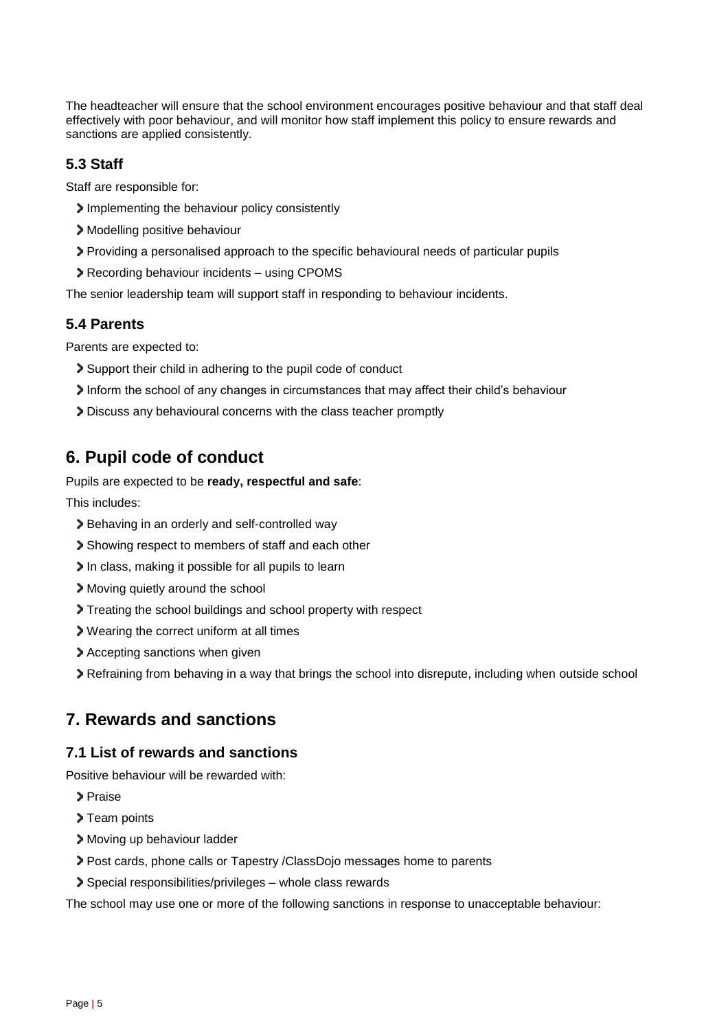The headteacher will ensure that the school environment encourages positive behaviour and that staff deal effectively with poor behaviour, and will monitor how staff implement this policy to ensure rewards and sanctions are applied consistently.

### 5.3 Staff

Staff are responsible for:

- Implementing the behaviour policy consistently
- Modelling positive behaviour
- Providing a personalised approach to the specific behavioural needs of particular pupils
- Recording behaviour incidents – using CPOMS

The senior leadership team will support staff in responding to behaviour incidents.

### 5.4 Parents

Parents are expected to:

- Support their child in adhering to the pupil code of conduct
- Inform the school of any changes in circumstances that may affect their child's behaviour
- Discuss any behavioural concerns with the class teacher promptly

## 6. Pupil code of conduct

Pupils are expected to be **ready, respectful and safe**:

This includes:

- Behaving in an orderly and self-controlled way
- Showing respect to members of staff and each other
- In class, making it possible for all pupils to learn
- Moving quietly around the school
- Treating the school buildings and school property with respect
- Wearing the correct uniform at all times
- Accepting sanctions when given
- Refraining from behaving in a way that brings the school into disrepute, including when outside school

## 7. Rewards and sanctions

### 7.1 List of rewards and sanctions

Positive behaviour will be rewarded with:

- Praise
- Team points
- Moving up behaviour ladder
- Post cards, phone calls or Tapestry /ClassDojo messages home to parents
- Special responsibilities/privileges – whole class rewards

The school may use one or more of the following sanctions in response to unacceptable behaviour: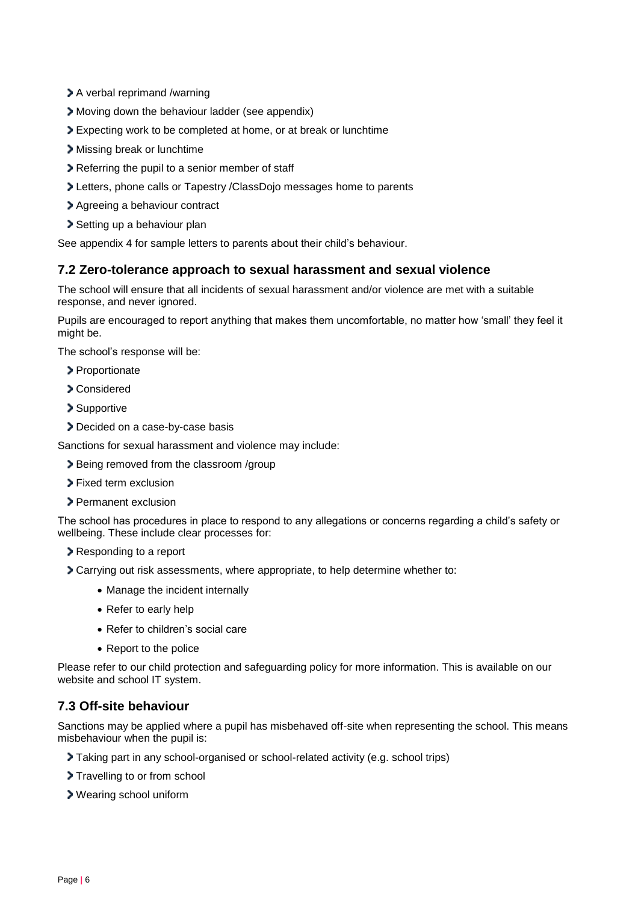- A verbal reprimand /warning
- Moving down the behaviour ladder (see appendix)
- Expecting work to be completed at home, or at break or lunchtime
- Missing break or lunchtime
- Referring the pupil to a senior member of staff
- Letters, phone calls or Tapestry /ClassDojo messages home to parents
- Agreeing a behaviour contract
- Setting up a behaviour plan

See appendix 4 for sample letters to parents about their child's behaviour.

### 7.2 Zero-tolerance approach to sexual harassment and sexual violence

The school will ensure that all incidents of sexual harassment and/or violence are met with a suitable response, and never ignored.

Pupils are encouraged to report anything that makes them uncomfortable, no matter how 'small' they feel it might be.

The school's response will be:

- Proportionate
- Considered
- Supportive
- Decided on a case-by-case basis

Sanctions for sexual harassment and violence may include:

- Being removed from the classroom /group
- Fixed term exclusion
- Permanent exclusion

The school has procedures in place to respond to any allegations or concerns regarding a child's safety or wellbeing. These include clear processes for:

- Responding to a report
- Carrying out risk assessments, where appropriate, to help determine whether to:
  - Manage the incident internally
  - Refer to early help
  - Refer to children's social care
  - Report to the police

Please refer to our child protection and safeguarding policy for more information. This is available on our website and school IT system.

### 7.3 Off-site behaviour

Sanctions may be applied where a pupil has misbehaved off-site when representing the school. This means misbehaviour when the pupil is:

- Taking part in any school-organised or school-related activity (e.g. school trips)
- Travelling to or from school
- Wearing school uniform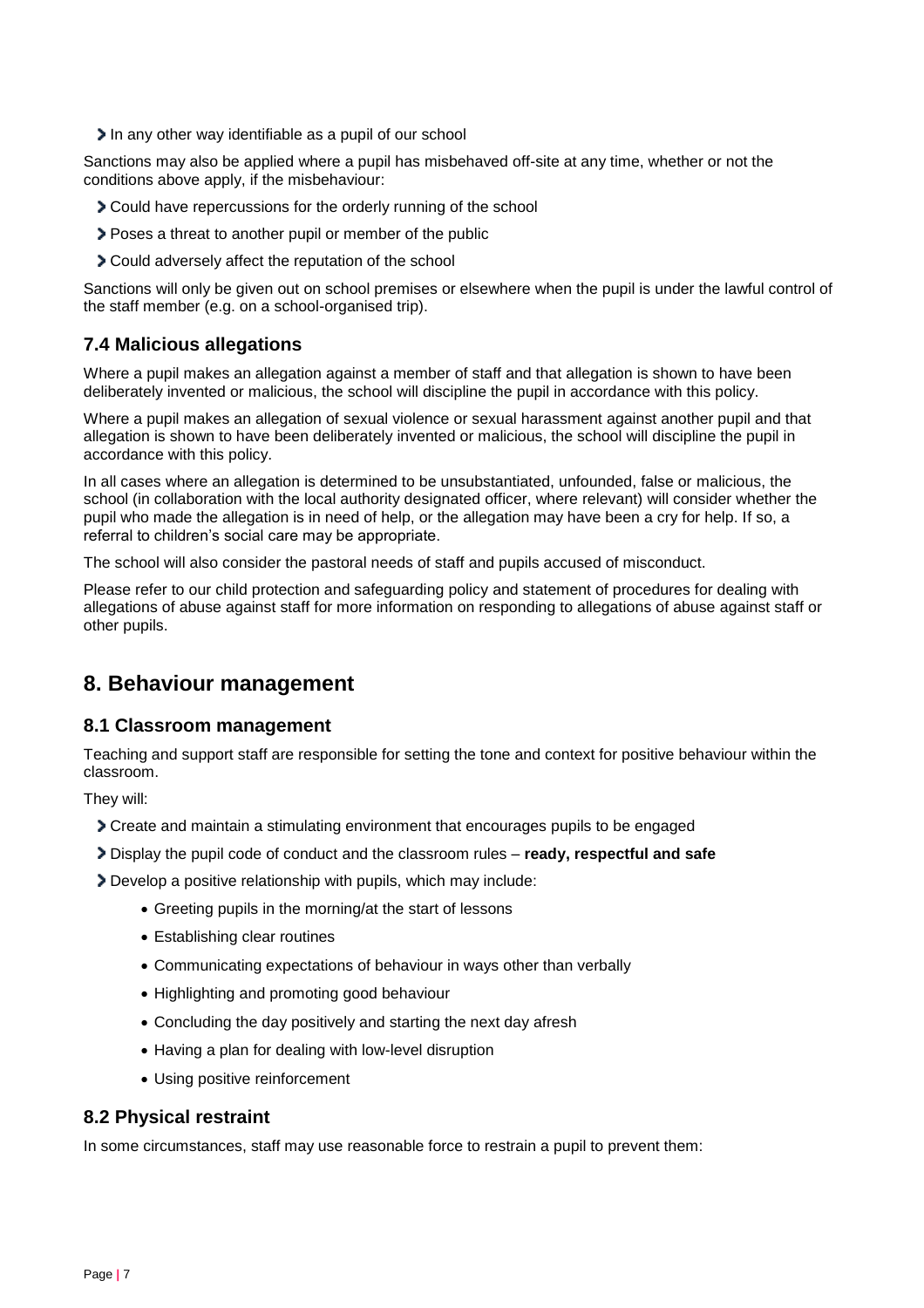- In any other way identifiable as a pupil of our school

Sanctions may also be applied where a pupil has misbehaved off-site at any time, whether or not the conditions above apply, if the misbehaviour:

- Could have repercussions for the orderly running of the school
- Poses a threat to another pupil or member of the public
- Could adversely affect the reputation of the school

Sanctions will only be given out on school premises or elsewhere when the pupil is under the lawful control of the staff member (e.g. on a school-organised trip).

### 7.4 Malicious allegations

Where a pupil makes an allegation against a member of staff and that allegation is shown to have been deliberately invented or malicious, the school will discipline the pupil in accordance with this policy.

Where a pupil makes an allegation of sexual violence or sexual harassment against another pupil and that allegation is shown to have been deliberately invented or malicious, the school will discipline the pupil in accordance with this policy.

In all cases where an allegation is determined to be unsubstantiated, unfounded, false or malicious, the school (in collaboration with the local authority designated officer, where relevant) will consider whether the pupil who made the allegation is in need of help, or the allegation may have been a cry for help. If so, a referral to children's social care may be appropriate.

The school will also consider the pastoral needs of staff and pupils accused of misconduct.

Please refer to our child protection and safeguarding policy and statement of procedures for dealing with allegations of abuse against staff for more information on responding to allegations of abuse against staff or other pupils.

## 8. Behaviour management

### 8.1 Classroom management

Teaching and support staff are responsible for setting the tone and context for positive behaviour within the classroom.

They will:

- Create and maintain a stimulating environment that encourages pupils to be engaged
- Display the pupil code of conduct and the classroom rules – **ready, respectful and safe**
- Develop a positive relationship with pupils, which may include:
  - Greeting pupils in the morning/at the start of lessons
  - Establishing clear routines
  - Communicating expectations of behaviour in ways other than verbally
  - Highlighting and promoting good behaviour
  - Concluding the day positively and starting the next day afresh
  - Having a plan for dealing with low-level disruption
  - Using positive reinforcement

### 8.2 Physical restraint

In some circumstances, staff may use reasonable force to restrain a pupil to prevent them: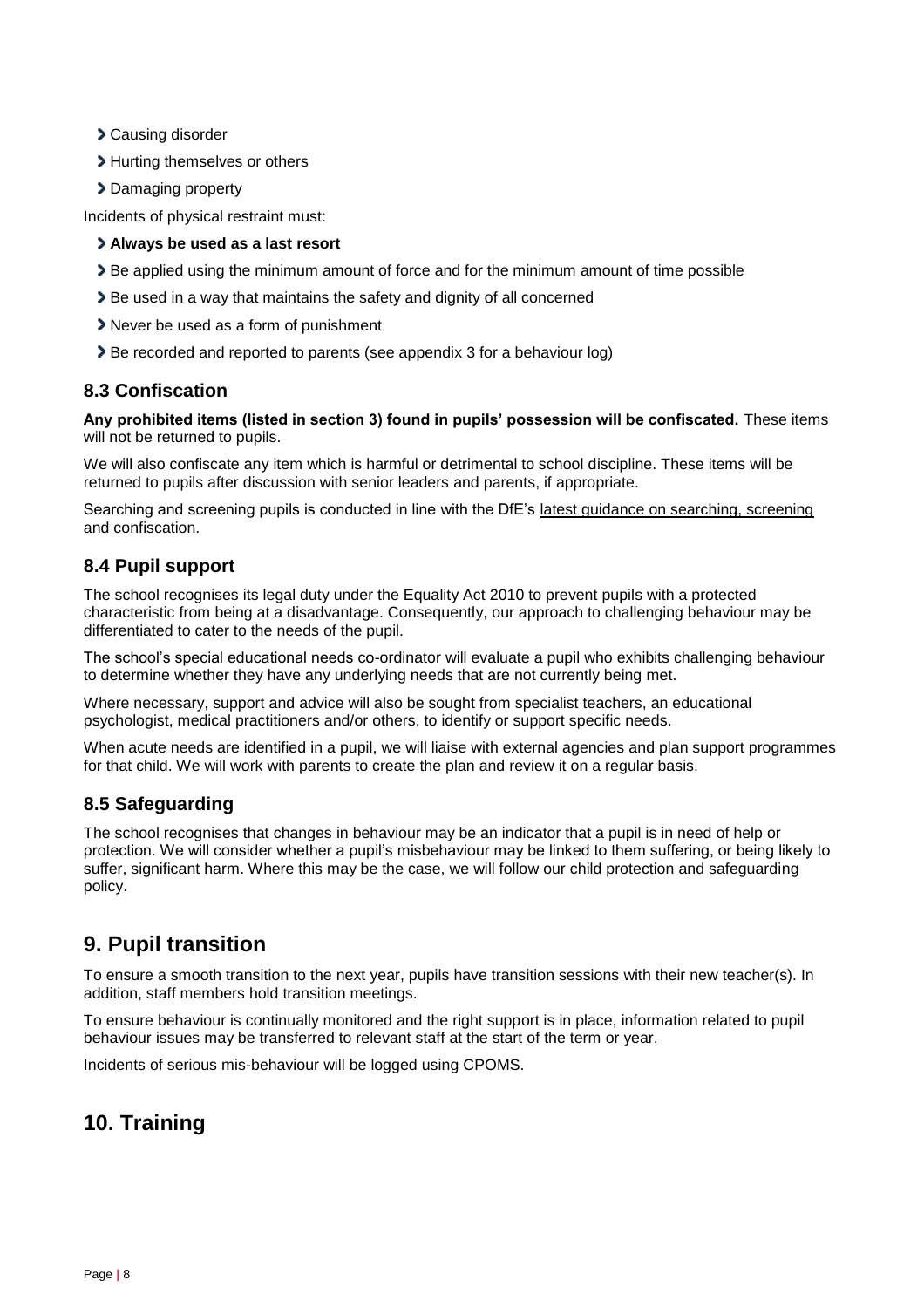- Causing disorder
- Hurting themselves or others
- Damaging property

Incidents of physical restraint must:

- **Always be used as a last resort**
- Be applied using the minimum amount of force and for the minimum amount of time possible
- Be used in a way that maintains the safety and dignity of all concerned
- Never be used as a form of punishment
- Be recorded and reported to parents (see appendix 3 for a behaviour log)

### 8.3 Confiscation

**Any prohibited items (listed in section 3) found in pupils' possession will be confiscated.** These items will not be returned to pupils.

We will also confiscate any item which is harmful or detrimental to school discipline. These items will be returned to pupils after discussion with senior leaders and parents, if appropriate.

Searching and screening pupils is conducted in line with the DfE's latest guidance on searching, screening and confiscation.

### 8.4 Pupil support

The school recognises its legal duty under the Equality Act 2010 to prevent pupils with a protected characteristic from being at a disadvantage. Consequently, our approach to challenging behaviour may be differentiated to cater to the needs of the pupil.

The school's special educational needs co-ordinator will evaluate a pupil who exhibits challenging behaviour to determine whether they have any underlying needs that are not currently being met.

Where necessary, support and advice will also be sought from specialist teachers, an educational psychologist, medical practitioners and/or others, to identify or support specific needs.

When acute needs are identified in a pupil, we will liaise with external agencies and plan support programmes for that child. We will work with parents to create the plan and review it on a regular basis.

### 8.5 Safeguarding

The school recognises that changes in behaviour may be an indicator that a pupil is in need of help or protection. We will consider whether a pupil's misbehaviour may be linked to them suffering, or being likely to suffer, significant harm. Where this may be the case, we will follow our child protection and safeguarding policy.

## 9. Pupil transition

To ensure a smooth transition to the next year, pupils have transition sessions with their new teacher(s). In addition, staff members hold transition meetings.

To ensure behaviour is continually monitored and the right support is in place, information related to pupil behaviour issues may be transferred to relevant staff at the start of the term or year.

Incidents of serious mis-behaviour will be logged using CPOMS.

## 10. Training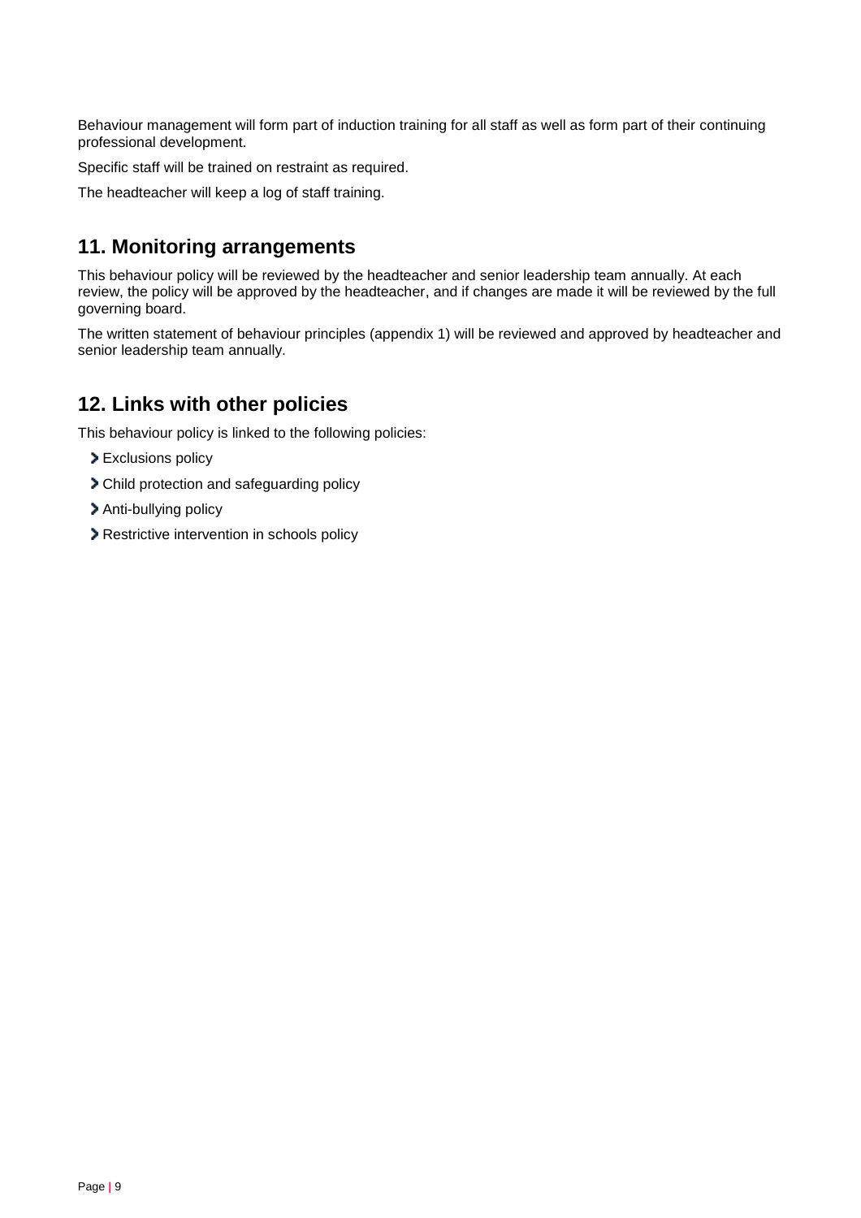Behaviour management will form part of induction training for all staff as well as form part of their continuing professional development.

Specific staff will be trained on restraint as required.

The headteacher will keep a log of staff training.

## 11. Monitoring arrangements

This behaviour policy will be reviewed by the headteacher and senior leadership team annually. At each review, the policy will be approved by the headteacher, and if changes are made it will be reviewed by the full governing board.

The written statement of behaviour principles (appendix 1) will be reviewed and approved by headteacher and senior leadership team annually.

## 12. Links with other policies

This behaviour policy is linked to the following policies:

- Exclusions policy
- Child protection and safeguarding policy
- Anti-bullying policy
- Restrictive intervention in schools policy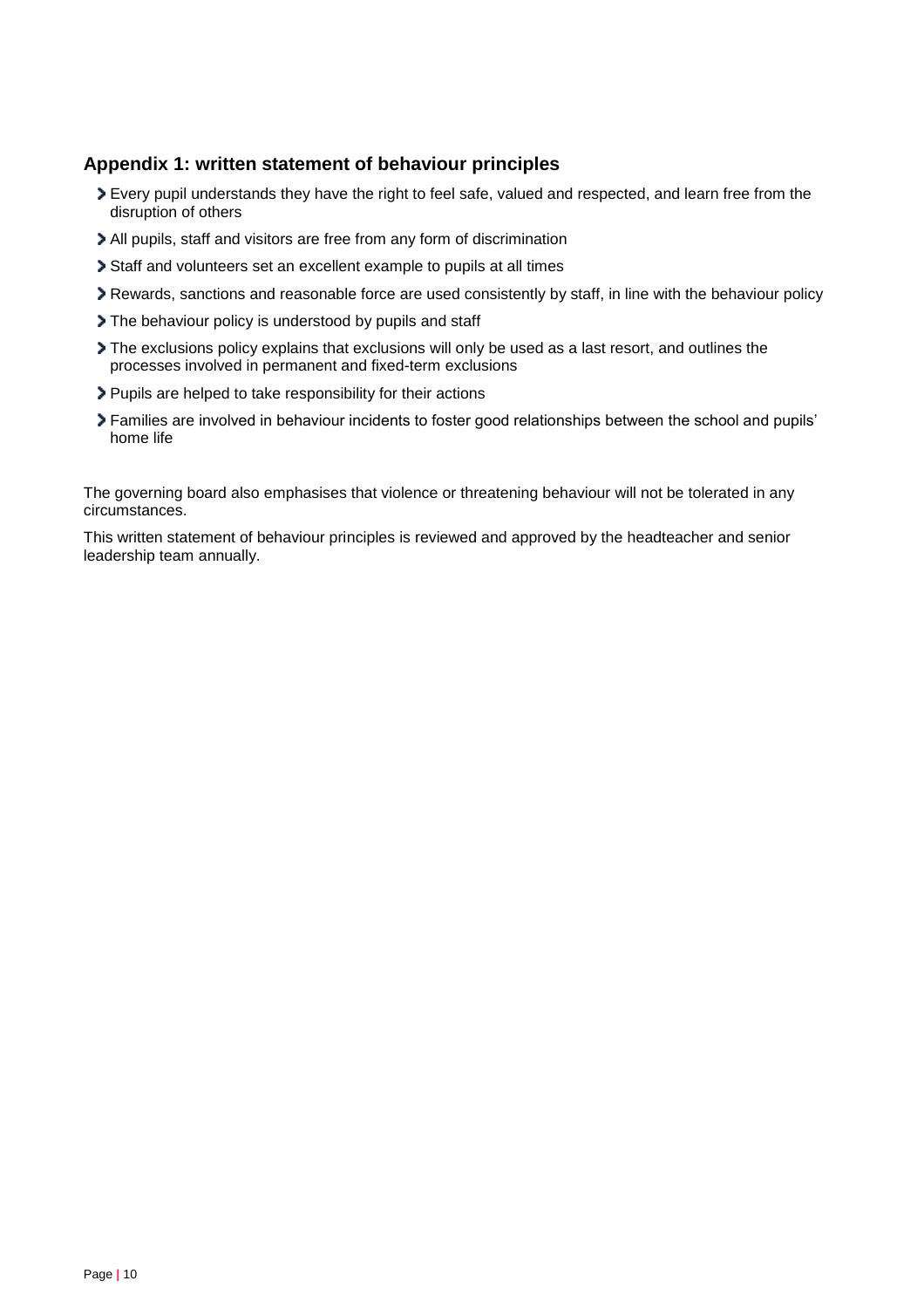## Appendix 1: written statement of behaviour principles

- Every pupil understands they have the right to feel safe, valued and respected, and learn free from the disruption of others
- All pupils, staff and visitors are free from any form of discrimination
- Staff and volunteers set an excellent example to pupils at all times
- Rewards, sanctions and reasonable force are used consistently by staff, in line with the behaviour policy
- The behaviour policy is understood by pupils and staff
- The exclusions policy explains that exclusions will only be used as a last resort, and outlines the processes involved in permanent and fixed-term exclusions
- Pupils are helped to take responsibility for their actions
- Families are involved in behaviour incidents to foster good relationships between the school and pupils' home life

The governing board also emphasises that violence or threatening behaviour will not be tolerated in any circumstances.

This written statement of behaviour principles is reviewed and approved by the headteacher and senior leadership team annually.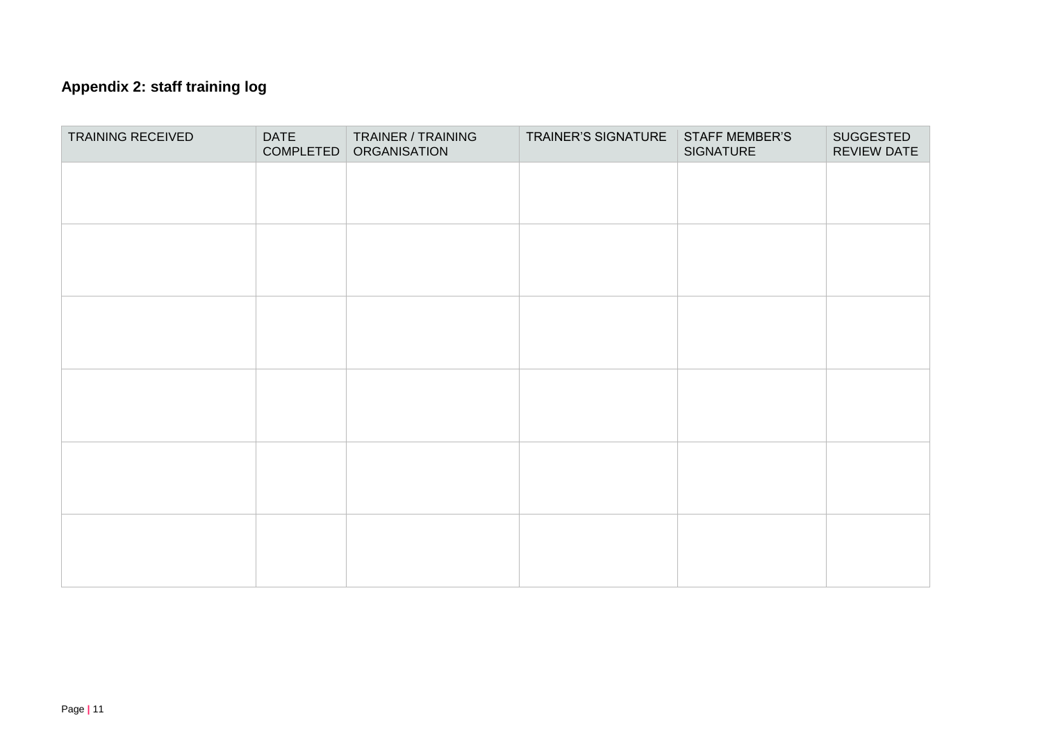## Appendix 2: staff training log

| TRAINING RECEIVED | DATE COMPLETED | TRAINER / TRAINING ORGANISATION | TRAINER'S SIGNATURE | STAFF MEMBER'S SIGNATURE | SUGGESTED REVIEW DATE |
|---|---|---|---|---|---|
| | | | | | |
| | | | | | |
| | | | | | |
| | | | | | |
| | | | | | |
| | | | | | |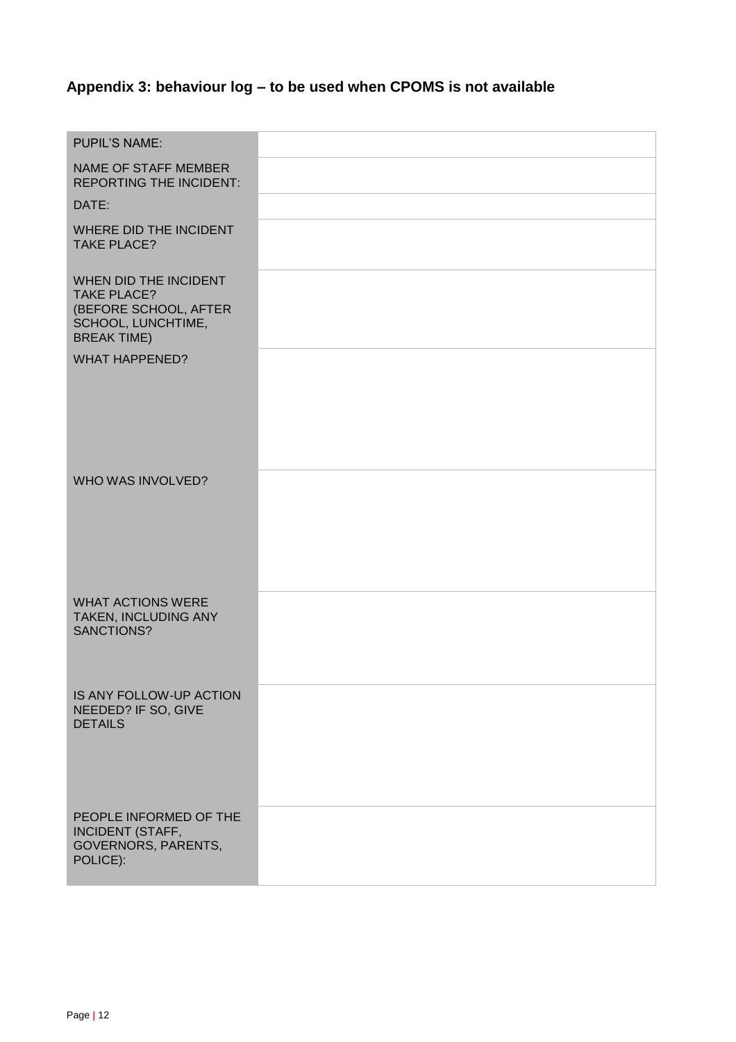## Appendix 3: behaviour log – to be used when CPOMS is not available

| | |
|---|---|
| PUPIL'S NAME: | |
| NAME OF STAFF MEMBER REPORTING THE INCIDENT: | |
| DATE: | |
| WHERE DID THE INCIDENT TAKE PLACE? | |
| WHEN DID THE INCIDENT TAKE PLACE? (BEFORE SCHOOL, AFTER SCHOOL, LUNCHTIME, BREAK TIME) | |
| WHAT HAPPENED? | |
| WHO WAS INVOLVED? | |
| WHAT ACTIONS WERE TAKEN, INCLUDING ANY SANCTIONS? | |
| IS ANY FOLLOW-UP ACTION NEEDED? IF SO, GIVE DETAILS | |
| PEOPLE INFORMED OF THE INCIDENT (STAFF, GOVERNORS, PARENTS, POLICE): | |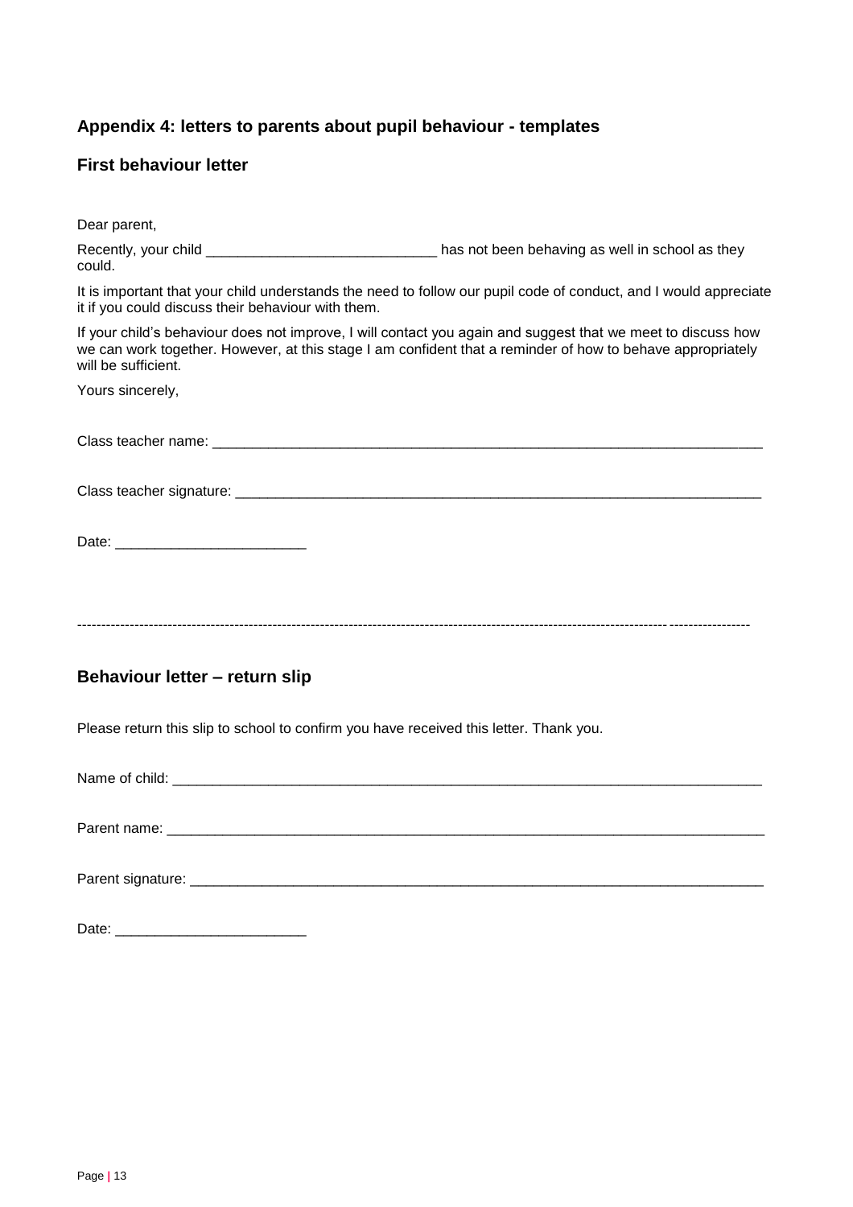## Appendix 4: letters to parents about pupil behaviour - templates

### First behaviour letter

Dear parent,

Recently, your child _____________________________ has not been behaving as well in school as they could.

It is important that your child understands the need to follow our pupil code of conduct, and I would appreciate it if you could discuss their behaviour with them.

If your child's behaviour does not improve, I will contact you again and suggest that we meet to discuss how we can work together. However, at this stage I am confident that a reminder of how to behave appropriately will be sufficient.

Yours sincerely,

Class teacher name: ___________________________________________________________________________

Class teacher signature: _______________________________________________________________________

Date: ________________________

---

### Behaviour letter – return slip

Please return this slip to school to confirm you have received this letter. Thank you.

Name of child: ________________________________________________________________________________

Parent name: _________________________________________________________________________________

Parent signature: ______________________________________________________________________________

Date: ________________________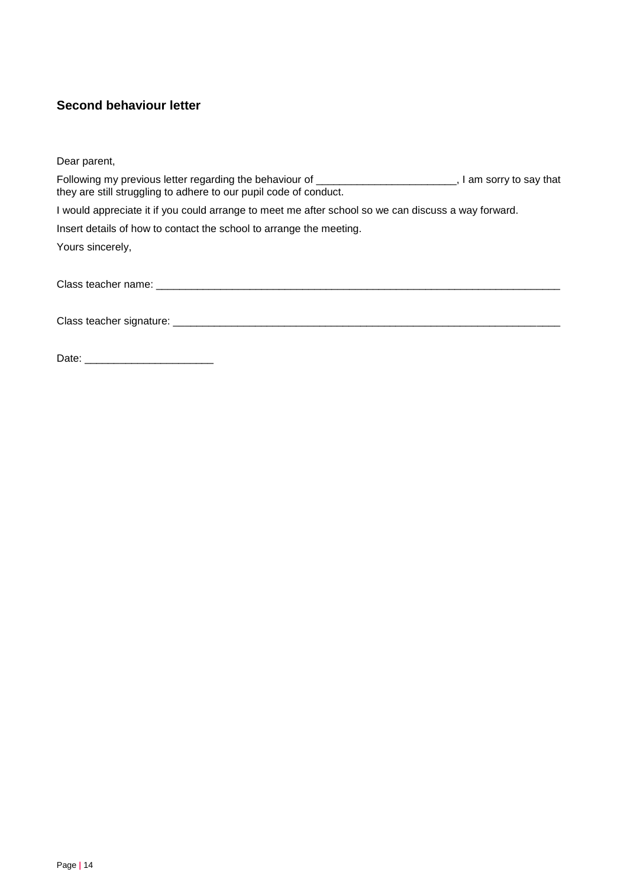## Second behaviour letter

Dear parent,

Following my previous letter regarding the behaviour of ________________________, I am sorry to say that they are still struggling to adhere to our pupil code of conduct.

I would appreciate it if you could arrange to meet me after school so we can discuss a way forward.

Insert details of how to contact the school to arrange the meeting.

Yours sincerely,

Class teacher name: ________________________________________________________________________

Class teacher signature: ____________________________________________________________________

Date: ______________________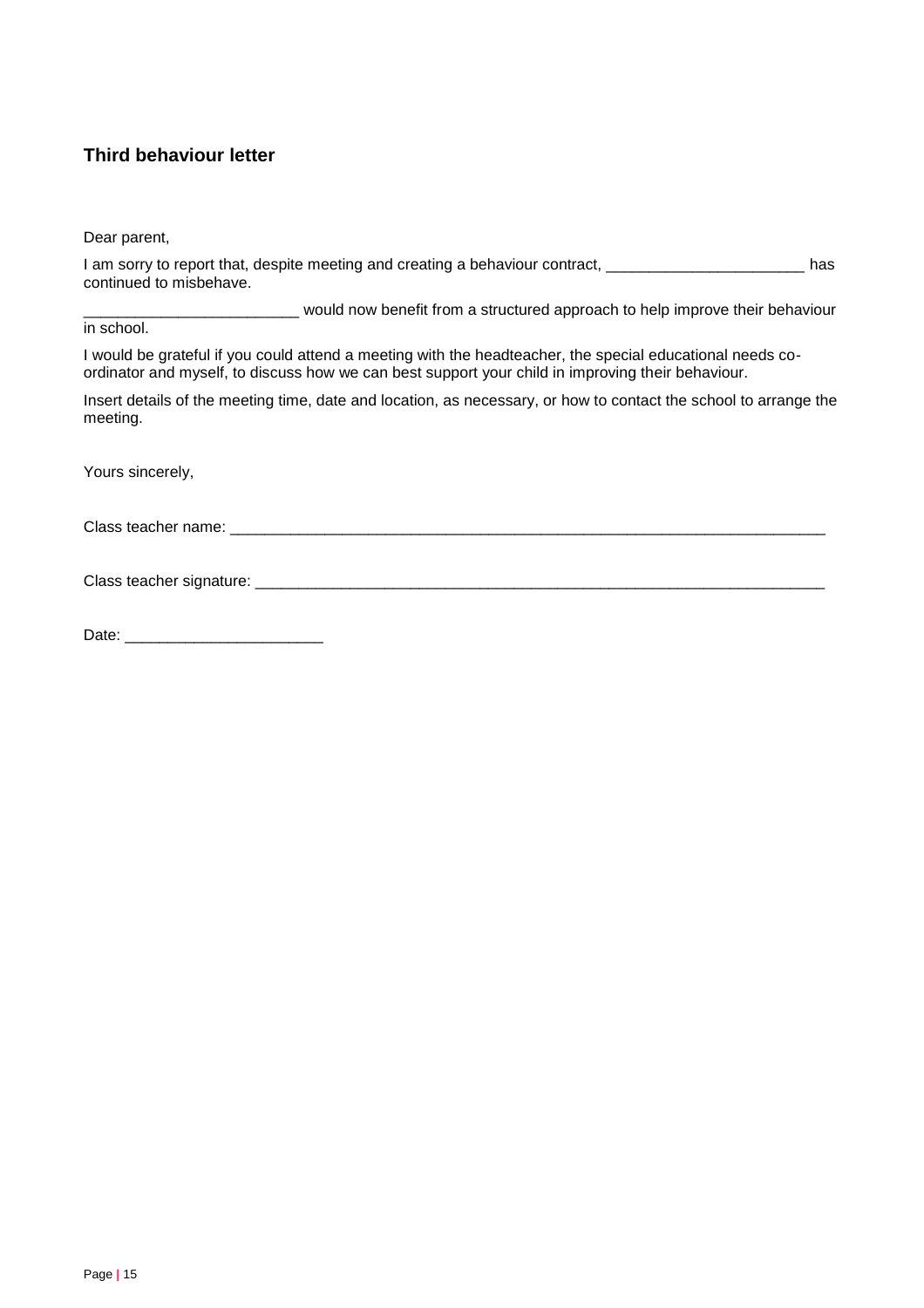### Third behaviour letter

Dear parent,

I am sorry to report that, despite meeting and creating a behaviour contract, _______________________ has continued to misbehave.

________________________ would now benefit from a structured approach to help improve their behaviour in school.

I would be grateful if you could attend a meeting with the headteacher, the special educational needs co-ordinator and myself, to discuss how we can best support your child in improving their behaviour.

Insert details of the meeting time, date and location, as necessary, or how to contact the school to arrange the meeting.

Yours sincerely,

Class teacher name: ________________________________________________________________________

Class teacher signature: ____________________________________________________________________

Date: _______________________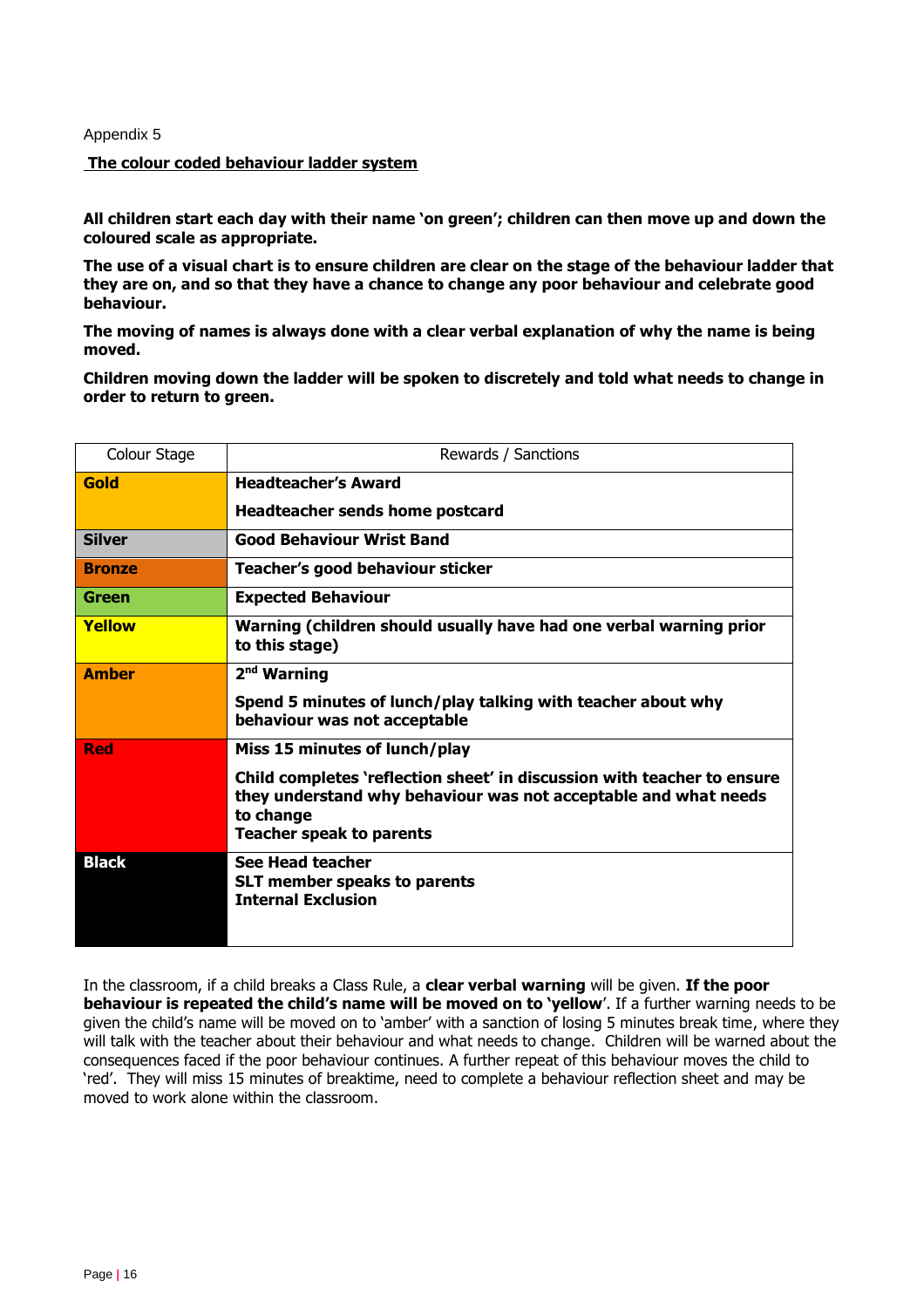Appendix 5

**The colour coded behaviour ladder system**

**All children start each day with their name 'on green'; children can then move up and down the coloured scale as appropriate.**

**The use of a visual chart is to ensure children are clear on the stage of the behaviour ladder that they are on, and so that they have a chance to change any poor behaviour and celebrate good behaviour.**

**The moving of names is always done with a clear verbal explanation of why the name is being moved.**

**Children moving down the ladder will be spoken to discretely and told what needs to change in order to return to green.**

| Colour Stage | Rewards / Sanctions |
|---|---|
| **Gold** | **Headteacher's Award**<br><br>**Headteacher sends home postcard** |
| **Silver** | **Good Behaviour Wrist Band** |
| **Bronze** | **Teacher's good behaviour sticker** |
| **Green** | **Expected Behaviour** |
| **Yellow** | **Warning (children should usually have had one verbal warning prior to this stage)** |
| **Amber** | **2nd Warning**<br><br>**Spend 5 minutes of lunch/play talking with teacher about why behaviour was not acceptable** |
| **Red** | **Miss 15 minutes of lunch/play**<br><br>**Child completes 'reflection sheet' in discussion with teacher to ensure they understand why behaviour was not acceptable and what needs to change**<br>**Teacher speak to parents** |
| **Black** | **See Head teacher**<br>**SLT member speaks to parents**<br>**Internal Exclusion** |

In the classroom, if a child breaks a Class Rule, a **clear verbal warning** will be given. **If the poor behaviour is repeated the child's name will be moved on to 'yellow**'. If a further warning needs to be given the child's name will be moved on to 'amber' with a sanction of losing 5 minutes break time, where they will talk with the teacher about their behaviour and what needs to change. Children will be warned about the consequences faced if the poor behaviour continues. A further repeat of this behaviour moves the child to 'red'. They will miss 15 minutes of breaktime, need to complete a behaviour reflection sheet and may be moved to work alone within the classroom.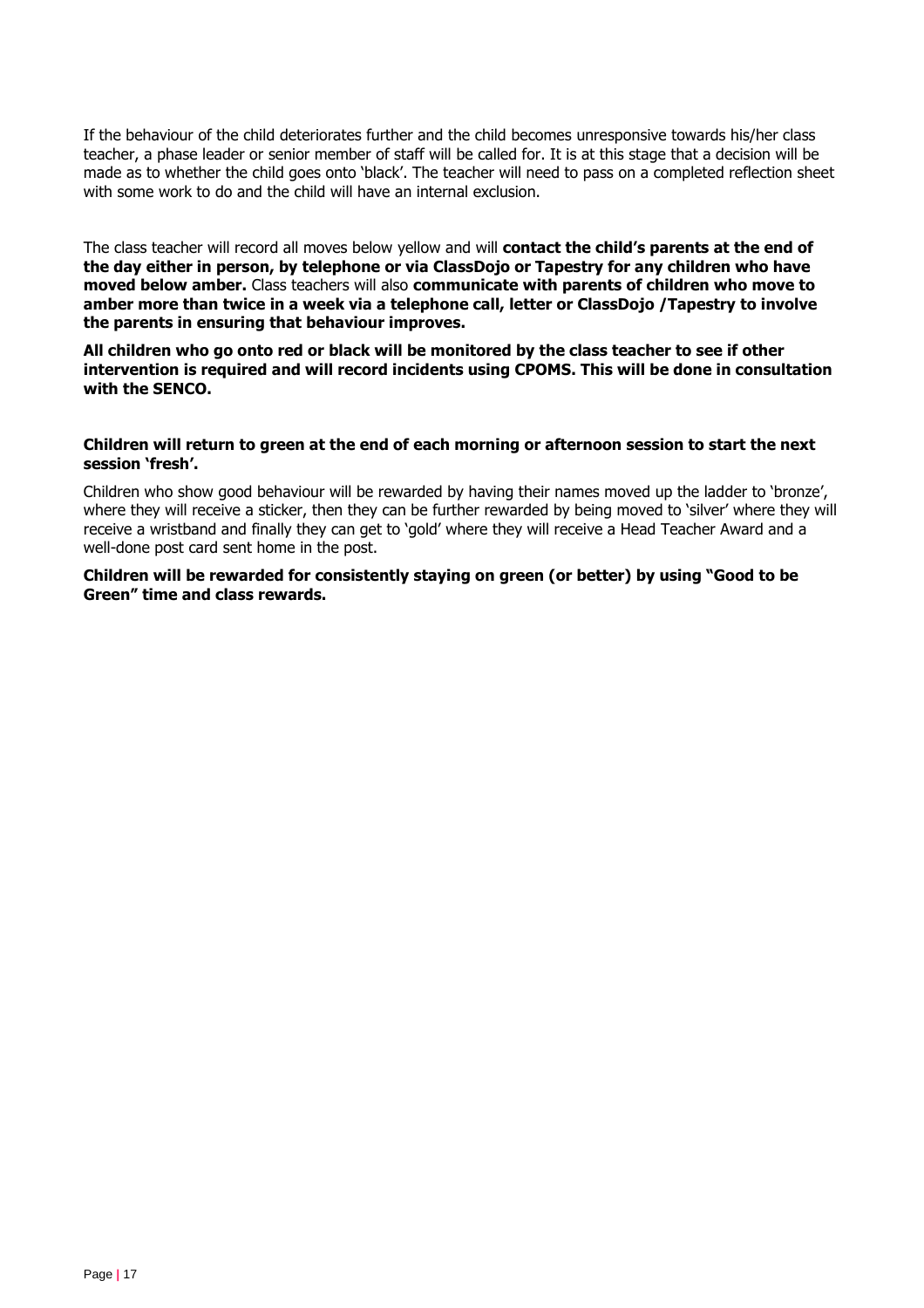If the behaviour of the child deteriorates further and the child becomes unresponsive towards his/her class teacher, a phase leader or senior member of staff will be called for. It is at this stage that a decision will be made as to whether the child goes onto 'black'. The teacher will need to pass on a completed reflection sheet with some work to do and the child will have an internal exclusion.

The class teacher will record all moves below yellow and will **contact the child's parents at the end of the day either in person, by telephone or via ClassDojo or Tapestry for any children who have moved below amber.** Class teachers will also **communicate with parents of children who move to amber more than twice in a week via a telephone call, letter or ClassDojo /Tapestry to involve the parents in ensuring that behaviour improves.**

**All children who go onto red or black will be monitored by the class teacher to see if other intervention is required and will record incidents using CPOMS. This will be done in consultation with the SENCO.**

**Children will return to green at the end of each morning or afternoon session to start the next session 'fresh'.**

Children who show good behaviour will be rewarded by having their names moved up the ladder to 'bronze', where they will receive a sticker, then they can be further rewarded by being moved to 'silver' where they will receive a wristband and finally they can get to 'gold' where they will receive a Head Teacher Award and a well-done post card sent home in the post.

**Children will be rewarded for consistently staying on green (or better) by using "Good to be Green" time and class rewards.**